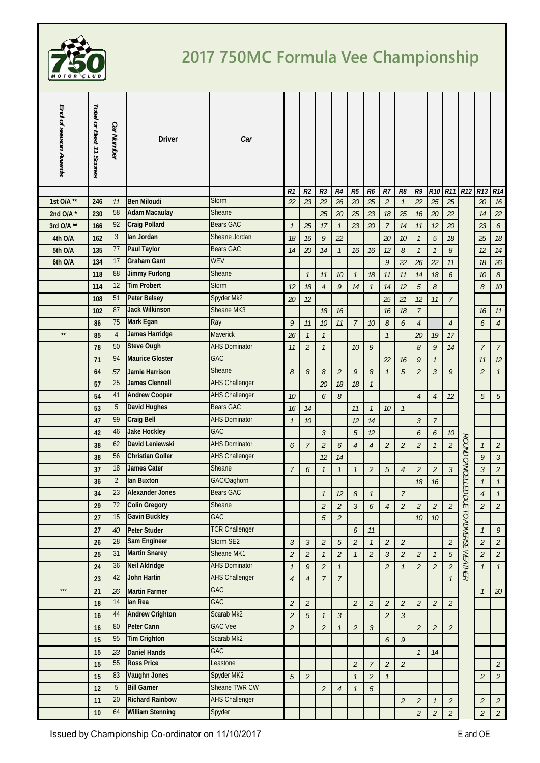# 2017 750MC Formula Vee Championship

| End of season Awards | Total or Best 11 Scores | Car Number | Driver | Car | R1 | R2 | R3 | R4 | R5 | R6 | R7 | R8 | R9 | R10 | R11 | R12 | R13 | R14 |
|---|---|---|---|---|---|---|---|---|---|---|---|---|---|---|---|---|---|---|
| 1st O/A ** | 246 | 11 | Ben Miloudi | Storm | 22 | 23 | 22 | 26 | 20 | 25 | 2 | 1 | 22 | 25 | 25 | | 20 | 16 |
| 2nd O/A * | 230 | 58 | Adam Macaulay | Sheane | | | 25 | 20 | 25 | 23 | 18 | 25 | 16 | 20 | 22 | | 14 | 22 |
| 3rd O/A ** | 166 | 92 | Craig Pollard | Bears GAC | 1 | 25 | 17 | 1 | 23 | 20 | 7 | 14 | 11 | 12 | 20 | | 23 | 6 |
| 4th O/A | 162 | 3 | Ian Jordan | Sheane Jordan | 18 | 16 | 9 | 22 | | | 20 | 10 | 1 | 5 | 18 | | 25 | 18 |
| 5th O/A | 135 | 77 | Paul Taylor | Bears GAC | 14 | 20 | 14 | 1 | 16 | 16 | 12 | 8 | 1 | 1 | 8 | | 12 | 14 |
| 6th O/A | 134 | 17 | Graham Gant | WEV | | | | | | | 9 | 22 | 26 | 22 | 11 | | 18 | 26 |
| | 118 | 88 | Jimmy Furlong | Sheane | | 1 | 11 | 10 | 1 | 18 | 11 | 11 | 14 | 18 | 6 | | 10 | 8 |
| | 114 | 12 | Tim Probert | Storm | 12 | 18 | 4 | 9 | 14 | 1 | 14 | 12 | 5 | 8 | | | 8 | 10 |
| | 108 | 51 | Peter Belsey | Spyder Mk2 | 20 | 12 | | | | | 25 | 21 | 12 | 11 | 7 | | | |
| | 102 | 87 | Jack Wilkinson | Sheane MK3 | | | 18 | 16 | | | 16 | 18 | 7 | | | | 16 | 11 |
| | 86 | 75 | Mark Egan | Ray | 9 | 11 | 10 | 11 | 7 | 10 | 8 | 6 | 4 | | 4 | | 6 | 4 |
| ** | 85 | 4 | James Harridge | Maverick | 26 | 1 | 1 | | | | 1 | | 20 | 19 | 17 | | | |
| | 78 | 50 | Steve Ough | AHS Dominator | 11 | 2 | 1 | | 10 | 9 | | | 8 | 9 | 14 | | 7 | 7 |
| | 71 | 94 | Maurice Gloster | GAC | | | | | | | 22 | 16 | 9 | 1 | | | 11 | 12 |
| | 64 | 57 | Jamie Harrison | Sheane | 8 | 8 | 8 | 2 | 9 | 8 | 1 | 5 | 2 | 3 | 9 | | 2 | 1 |
| | 57 | 25 | James Clennell | AHS Challenger | | | 20 | 18 | 18 | 1 | | | | | | | | |
| | 54 | 41 | Andrew Cooper | AHS Challenger | 10 | | 6 | 8 | | | | | 4 | 4 | 12 | | 5 | 5 |
| | 53 | 5 | David Hughes | Bears GAC | 16 | 14 | | | 11 | 1 | 10 | 1 | | | | | | |
| | 47 | 99 | Craig Bell | AHS Dominator | 1 | 10 | | | 12 | 14 | | | 3 | 7 | | | | |
| | 42 | 46 | Jake Hockley | GAC | | | 3 | | 5 | 12 | | | 6 | 6 | 10 | | | |
| | 38 | 62 | David Leniewski | AHS Dominator | 6 | 7 | 2 | 6 | 4 | 4 | 2 | 2 | 2 | 1 | 2 | ROUND CANCELLED DUE TO ADVERSE WEATHER | 1 | 2 |
| | 38 | 56 | Christian Goller | AHS Challenger | | | 12 | 14 | | | | | | | | | 9 | 3 |
| | 37 | 18 | James Cater | Sheane | 7 | 6 | 1 | 1 | 1 | 2 | 5 | 4 | 2 | 2 | 3 | | 3 | 2 |
| | 36 | 2 | Ian Buxton | GAC/Daghorn | | | | | | | | | 18 | 16 | | | 1 | 1 |
| | 34 | 23 | Alexander Jones | Bears GAC | | | 1 | 12 | 8 | 1 | | 7 | | | | | 4 | 1 |
| | 29 | 72 | Colin Gregory | Sheane | | | 2 | 2 | 3 | 6 | 4 | 2 | 2 | 2 | 2 | | 2 | 2 |
| | 27 | 15 | Gavin Buckley | GAC | | | 5 | 2 | | | | | 10 | 10 | | | | |
| | 27 | 40 | Peter Studer | TCR Challenger | | | | | 6 | 11 | | | | | | | 1 | 9 |
| | 26 | 28 | Sam Engineer | Storm SE2 | 3 | 3 | 2 | 5 | 2 | 1 | 2 | 2 | | | 2 | | 2 | 2 |
| | 25 | 31 | Martin Snarey | Sheane MK1 | 2 | 2 | 1 | 2 | 1 | 2 | 3 | 2 | 2 | 1 | 5 | | 2 | 2 |
| | 24 | 36 | Neil Aldridge | AHS Dominator | 1 | 9 | 2 | 1 | | | 2 | 1 | 2 | 2 | 2 | | 1 | 1 |
| | 23 | 42 | John Hartin | AHS Challenger | 4 | 4 | 7 | 7 | | | | | | | 1 | | | |
| *** | 21 | 26 | Martin Farmer | GAC | | | | | | | | | | | | | 1 | 20 |
| | 18 | 14 | Ian Rea | GAC | 2 | 2 | | | 2 | 2 | 2 | 2 | 2 | 2 | 2 | | | |
| | 16 | 44 | Andrew Crighton | Scarab Mk2 | 2 | 5 | 1 | 3 | | | 2 | 3 | | | | | | |
| | 16 | 80 | Peter Cann | GAC Vee | 2 | | 2 | 1 | 2 | 3 | | | 2 | 2 | 2 | | | |
| | 15 | 95 | Tim Crighton | Scarab Mk2 | | | | | | | 6 | 9 | | | | | | |
| | 15 | 23 | Daniel Hands | GAC | | | | | | | | | 1 | 14 | | | | |
| | 15 | 55 | Ross Price | Leastone | | | | | 2 | 7 | 2 | 2 | | | | | | 2 |
| | 15 | 83 | Vaughn Jones | Spyder MK2 | 5 | 2 | | | 1 | 2 | 1 | | | | | | 2 | 2 |
| | 12 | 5 | Bill Garner | Sheane TWR CW | | | 2 | 4 | 1 | 5 | | | | | | | | |
| | 11 | 20 | Richard Rainbow | AHS Challenger | | | | | | | | 2 | 2 | 1 | 2 | | 2 | 2 |
| | 10 | 64 | William Stenning | Spyder | | | | | | | | | 2 | 2 | 2 | | 2 | 2 |

Issued by Championship Co-ordinator on 11/10/2017

E and OE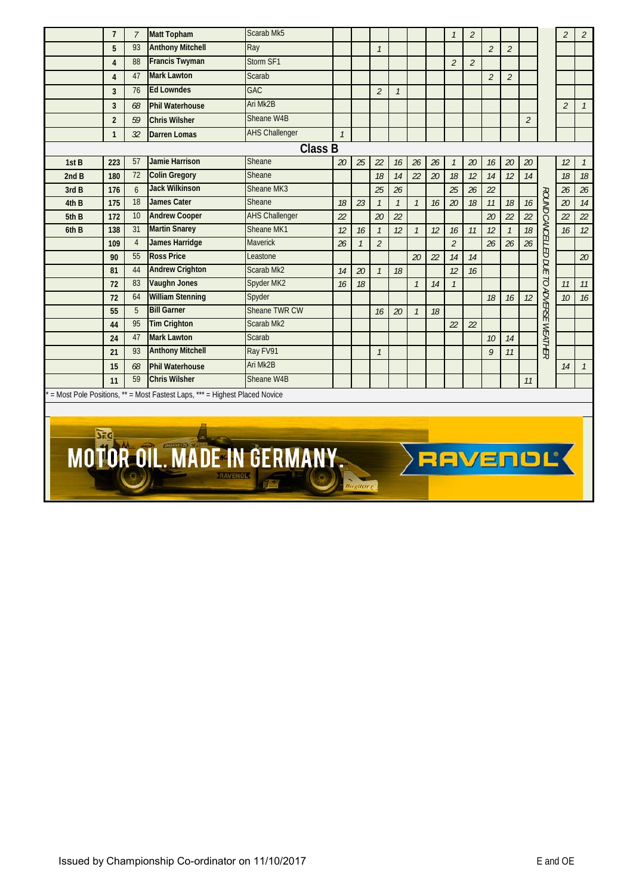| | | | | | | | | | | | | | | | | | | |
|---|---|---|---|---|---|---|---|---|---|---|---|---|---|---|---|---|---|---|
| | 7 | 7 | Matt Topham | Scarab Mk5 | | | | | | | 1 | 2 | | | | | 2 | 2 |
| | 5 | 93 | Anthony Mitchell | Ray | | | 1 | | | | | | 2 | 2 | | | | |
| | 4 | 88 | Francis Twyman | Storm SF1 | | | | | | | 2 | 2 | | | | | | |
| | 4 | 47 | Mark Lawton | Scarab | | | | | | | | | 2 | 2 | | | | |
| | 3 | 76 | Ed Lowndes | GAC | | | 2 | 1 | | | | | | | | | | |
| | 3 | 68 | Phil Waterhouse | Ari Mk2B | | | | | | | | | | | | | 2 | 1 |
| | 2 | 59 | Chris Wilsher | Sheane W4B | | | | | | | | | | | 2 | | | |
| | 1 | 32 | Darren Lomas | AHS Challenger | 1 | | | | | | | | | | | | | |
| **Class B** | | | | | | | | | | | | | | | | | | |
| 1st B | 223 | 57 | Jamie Harrison | Sheane | 20 | 25 | 22 | 16 | 26 | 26 | 1 | 20 | 16 | 20 | 20 | ROUND CANCELLED DUE TO ADVERSE WEATHER | 12 | 1 |
| 2nd B | 180 | 72 | Colin Gregory | Sheane | | | 18 | 14 | 22 | 20 | 18 | 12 | 14 | 12 | 14 | | 18 | 18 |
| 3rd B | 176 | 6 | Jack Wilkinson | Sheane MK3 | | | 25 | 26 | | | 25 | 26 | 22 | | | | 26 | 26 |
| 4th B | 175 | 18 | James Cater | Sheane | 18 | 23 | 1 | 1 | 1 | 16 | 20 | 18 | 11 | 18 | 16 | | 20 | 14 |
| 5th B | 172 | 10 | Andrew Cooper | AHS Challenger | 22 | | 20 | 22 | | | | | 20 | 22 | 22 | | 22 | 22 |
| 6th B | 138 | 31 | Martin Snarey | Sheane MK1 | 12 | 16 | 1 | 12 | 1 | 12 | 16 | 11 | 12 | 1 | 18 | | 16 | 12 |
| | 109 | 4 | James Harridge | Maverick | 26 | 1 | 2 | | | | 2 | | 26 | 26 | 26 | | | |
| | 90 | 55 | Ross Price | Leastone | | | | | 20 | 22 | 14 | 14 | | | | | | 20 |
| | 81 | 44 | Andrew Crighton | Scarab Mk2 | 14 | 20 | 1 | 18 | | | 12 | 16 | | | | | | |
| | 72 | 83 | Vaughn Jones | Spyder MK2 | 16 | 18 | | | 1 | 14 | 1 | | | | | | 11 | 11 |
| | 72 | 64 | William Stenning | Spyder | | | | | | | | | 18 | 16 | 12 | | 10 | 16 |
| | 55 | 5 | Bill Garner | Sheane TWR CW | | | 16 | 20 | 1 | 18 | | | | | | | | |
| | 44 | 95 | Tim Crighton | Scarab Mk2 | | | | | | | 22 | 22 | | | | | | |
| | 24 | 47 | Mark Lawton | Scarab | | | | | | | | | 10 | 14 | | | | |
| | 21 | 93 | Anthony Mitchell | Ray FV91 | | | 1 | | | | | | 9 | 11 | | | | |
| | 15 | 68 | Phil Waterhouse | Ari Mk2B | | | | | | | | | | | | | 14 | 1 |
| | 11 | 59 | Chris Wilsher | Sheane W4B | | | | | | | | | | | 11 | | | |

* = Most Pole Positions, ** = Most Fastest Laps, *** = Highest Placed Novice

MOTOR OIL. MADE IN GERMANY.

RAVENOL

Issued by Championship Co-ordinator on 11/10/2017

E and OE